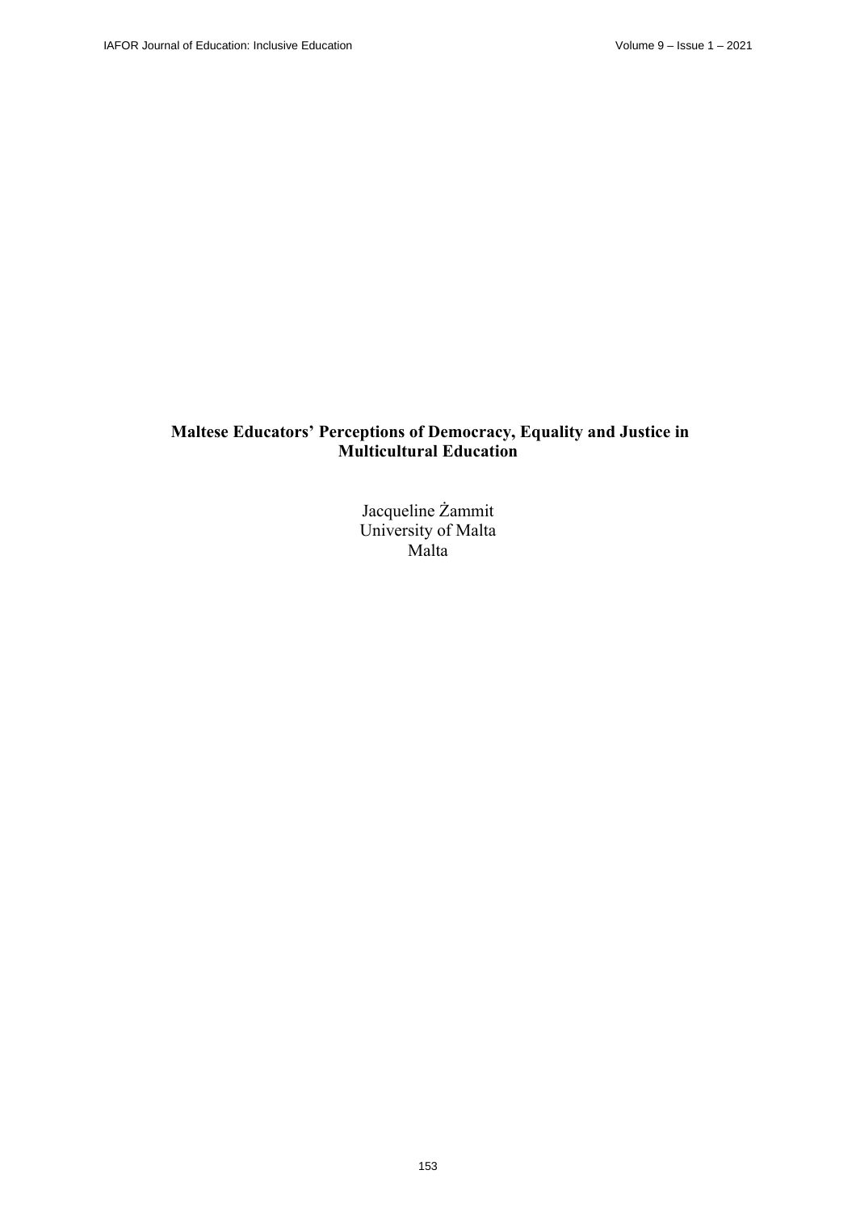# Maltese Educators' Perceptions of Democracy, Equality and Justice in Multicultural Education

Jacqueline Żammit
University of Malta
Malta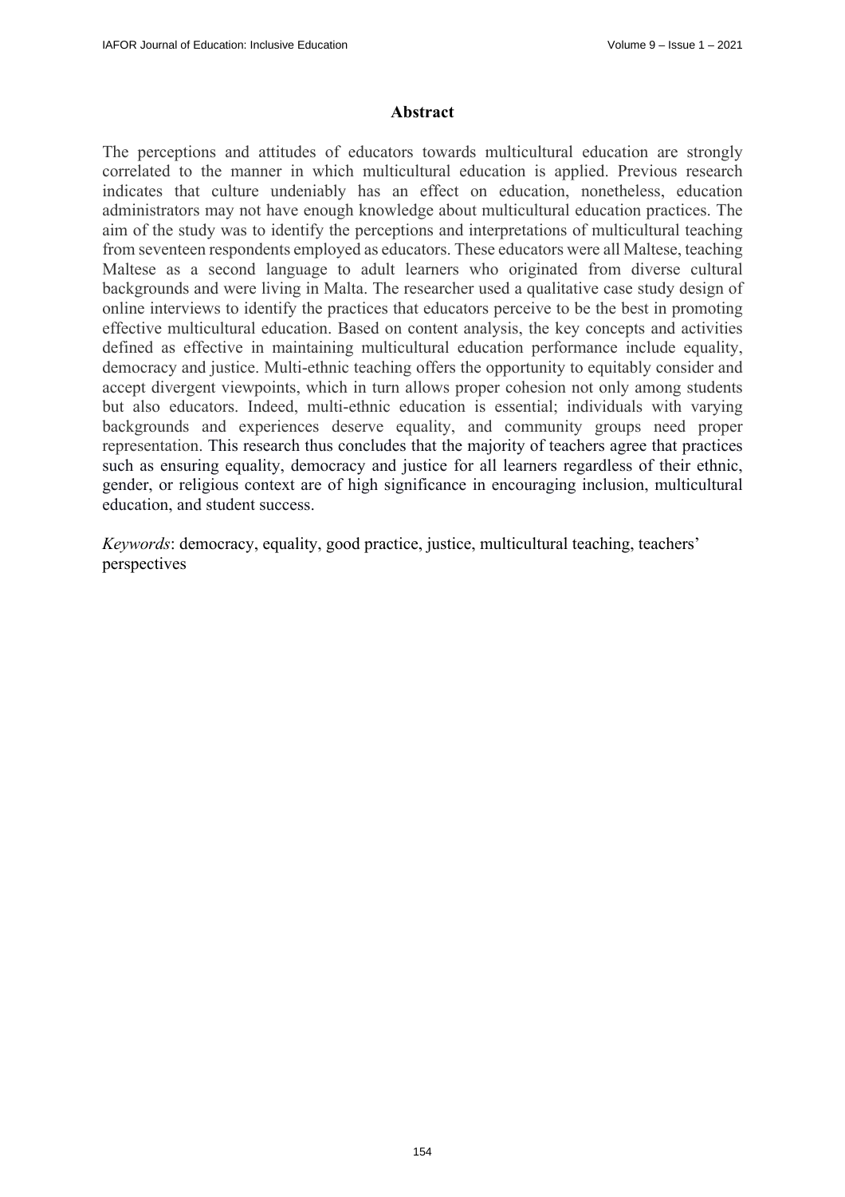## Abstract

The perceptions and attitudes of educators towards multicultural education are strongly correlated to the manner in which multicultural education is applied. Previous research indicates that culture undeniably has an effect on education, nonetheless, education administrators may not have enough knowledge about multicultural education practices. The aim of the study was to identify the perceptions and interpretations of multicultural teaching from seventeen respondents employed as educators. These educators were all Maltese, teaching Maltese as a second language to adult learners who originated from diverse cultural backgrounds and were living in Malta. The researcher used a qualitative case study design of online interviews to identify the practices that educators perceive to be the best in promoting effective multicultural education. Based on content analysis, the key concepts and activities defined as effective in maintaining multicultural education performance include equality, democracy and justice. Multi-ethnic teaching offers the opportunity to equitably consider and accept divergent viewpoints, which in turn allows proper cohesion not only among students but also educators. Indeed, multi-ethnic education is essential; individuals with varying backgrounds and experiences deserve equality, and community groups need proper representation. This research thus concludes that the majority of teachers agree that practices such as ensuring equality, democracy and justice for all learners regardless of their ethnic, gender, or religious context are of high significance in encouraging inclusion, multicultural education, and student success.

*Keywords*: democracy, equality, good practice, justice, multicultural teaching, teachers' perspectives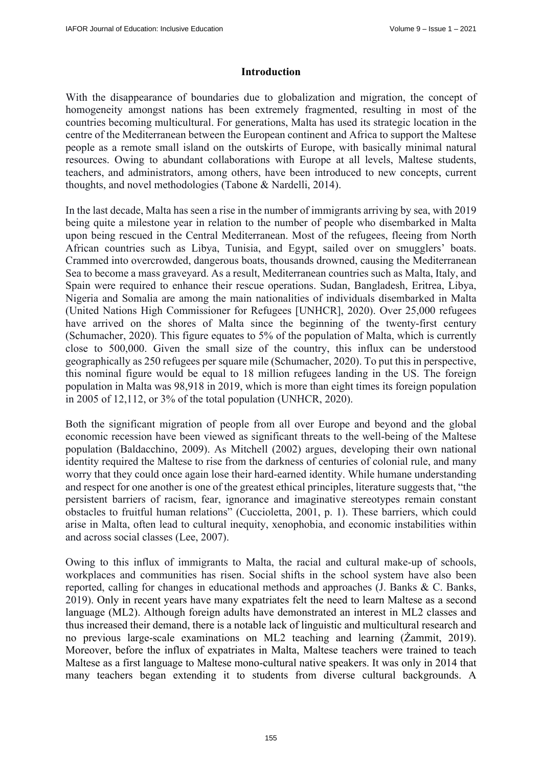## Introduction

With the disappearance of boundaries due to globalization and migration, the concept of homogeneity amongst nations has been extremely fragmented, resulting in most of the countries becoming multicultural. For generations, Malta has used its strategic location in the centre of the Mediterranean between the European continent and Africa to support the Maltese people as a remote small island on the outskirts of Europe, with basically minimal natural resources. Owing to abundant collaborations with Europe at all levels, Maltese students, teachers, and administrators, among others, have been introduced to new concepts, current thoughts, and novel methodologies (Tabone & Nardelli, 2014).

In the last decade, Malta has seen a rise in the number of immigrants arriving by sea, with 2019 being quite a milestone year in relation to the number of people who disembarked in Malta upon being rescued in the Central Mediterranean. Most of the refugees, fleeing from North African countries such as Libya, Tunisia, and Egypt, sailed over on smugglers' boats. Crammed into overcrowded, dangerous boats, thousands drowned, causing the Mediterranean Sea to become a mass graveyard. As a result, Mediterranean countries such as Malta, Italy, and Spain were required to enhance their rescue operations. Sudan, Bangladesh, Eritrea, Libya, Nigeria and Somalia are among the main nationalities of individuals disembarked in Malta (United Nations High Commissioner for Refugees [UNHCR], 2020). Over 25,000 refugees have arrived on the shores of Malta since the beginning of the twenty-first century (Schumacher, 2020). This figure equates to 5% of the population of Malta, which is currently close to 500,000. Given the small size of the country, this influx can be understood geographically as 250 refugees per square mile (Schumacher, 2020). To put this in perspective, this nominal figure would be equal to 18 million refugees landing in the US. The foreign population in Malta was 98,918 in 2019, which is more than eight times its foreign population in 2005 of 12,112, or 3% of the total population (UNHCR, 2020).

Both the significant migration of people from all over Europe and beyond and the global economic recession have been viewed as significant threats to the well-being of the Maltese population (Baldacchino, 2009). As Mitchell (2002) argues, developing their own national identity required the Maltese to rise from the darkness of centuries of colonial rule, and many worry that they could once again lose their hard-earned identity. While humane understanding and respect for one another is one of the greatest ethical principles, literature suggests that, "the persistent barriers of racism, fear, ignorance and imaginative stereotypes remain constant obstacles to fruitful human relations" (Cuccioletta, 2001, p. 1). These barriers, which could arise in Malta, often lead to cultural inequity, xenophobia, and economic instabilities within and across social classes (Lee, 2007).

Owing to this influx of immigrants to Malta, the racial and cultural make-up of schools, workplaces and communities has risen. Social shifts in the school system have also been reported, calling for changes in educational methods and approaches (J. Banks & C. Banks, 2019). Only in recent years have many expatriates felt the need to learn Maltese as a second language (ML2). Although foreign adults have demonstrated an interest in ML2 classes and thus increased their demand, there is a notable lack of linguistic and multicultural research and no previous large-scale examinations on ML2 teaching and learning (Żammit, 2019). Moreover, before the influx of expatriates in Malta, Maltese teachers were trained to teach Maltese as a first language to Maltese mono-cultural native speakers. It was only in 2014 that many teachers began extending it to students from diverse cultural backgrounds. A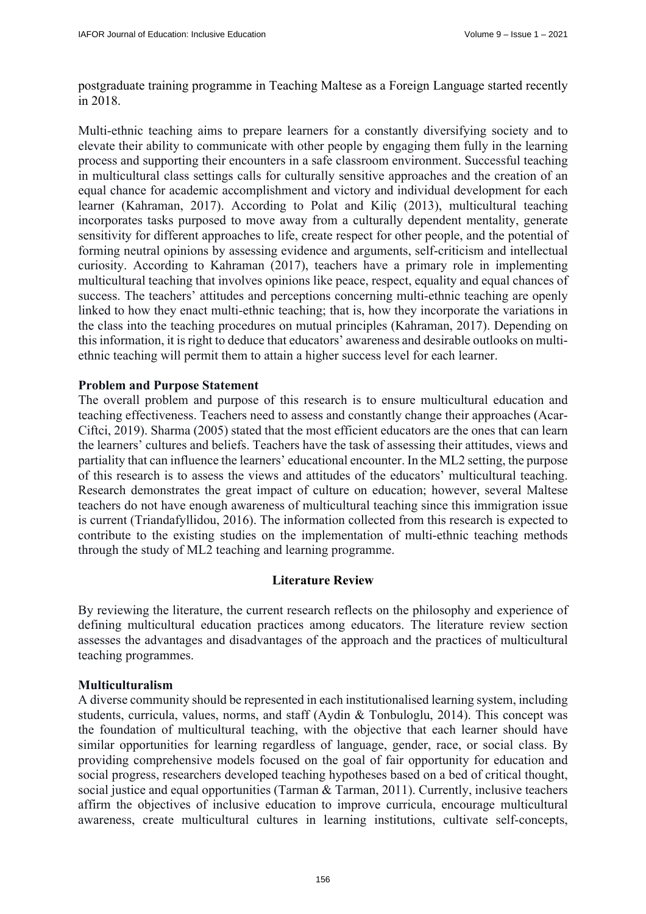postgraduate training programme in Teaching Maltese as a Foreign Language started recently in 2018.

Multi-ethnic teaching aims to prepare learners for a constantly diversifying society and to elevate their ability to communicate with other people by engaging them fully in the learning process and supporting their encounters in a safe classroom environment. Successful teaching in multicultural class settings calls for culturally sensitive approaches and the creation of an equal chance for academic accomplishment and victory and individual development for each learner (Kahraman, 2017). According to Polat and Kiliç (2013), multicultural teaching incorporates tasks purposed to move away from a culturally dependent mentality, generate sensitivity for different approaches to life, create respect for other people, and the potential of forming neutral opinions by assessing evidence and arguments, self-criticism and intellectual curiosity. According to Kahraman (2017), teachers have a primary role in implementing multicultural teaching that involves opinions like peace, respect, equality and equal chances of success. The teachers' attitudes and perceptions concerning multi-ethnic teaching are openly linked to how they enact multi-ethnic teaching; that is, how they incorporate the variations in the class into the teaching procedures on mutual principles (Kahraman, 2017). Depending on this information, it is right to deduce that educators' awareness and desirable outlooks on multi-ethnic teaching will permit them to attain a higher success level for each learner.

### Problem and Purpose Statement

The overall problem and purpose of this research is to ensure multicultural education and teaching effectiveness. Teachers need to assess and constantly change their approaches (Acar-Ciftci, 2019). Sharma (2005) stated that the most efficient educators are the ones that can learn the learners' cultures and beliefs. Teachers have the task of assessing their attitudes, views and partiality that can influence the learners' educational encounter. In the ML2 setting, the purpose of this research is to assess the views and attitudes of the educators' multicultural teaching. Research demonstrates the great impact of culture on education; however, several Maltese teachers do not have enough awareness of multicultural teaching since this immigration issue is current (Triandafyllidou, 2016). The information collected from this research is expected to contribute to the existing studies on the implementation of multi-ethnic teaching methods through the study of ML2 teaching and learning programme.

## Literature Review

By reviewing the literature, the current research reflects on the philosophy and experience of defining multicultural education practices among educators. The literature review section assesses the advantages and disadvantages of the approach and the practices of multicultural teaching programmes.

### Multiculturalism

A diverse community should be represented in each institutionalised learning system, including students, curricula, values, norms, and staff (Aydin & Tonbuloglu, 2014). This concept was the foundation of multicultural teaching, with the objective that each learner should have similar opportunities for learning regardless of language, gender, race, or social class. By providing comprehensive models focused on the goal of fair opportunity for education and social progress, researchers developed teaching hypotheses based on a bed of critical thought, social justice and equal opportunities (Tarman & Tarman, 2011). Currently, inclusive teachers affirm the objectives of inclusive education to improve curricula, encourage multicultural awareness, create multicultural cultures in learning institutions, cultivate self-concepts,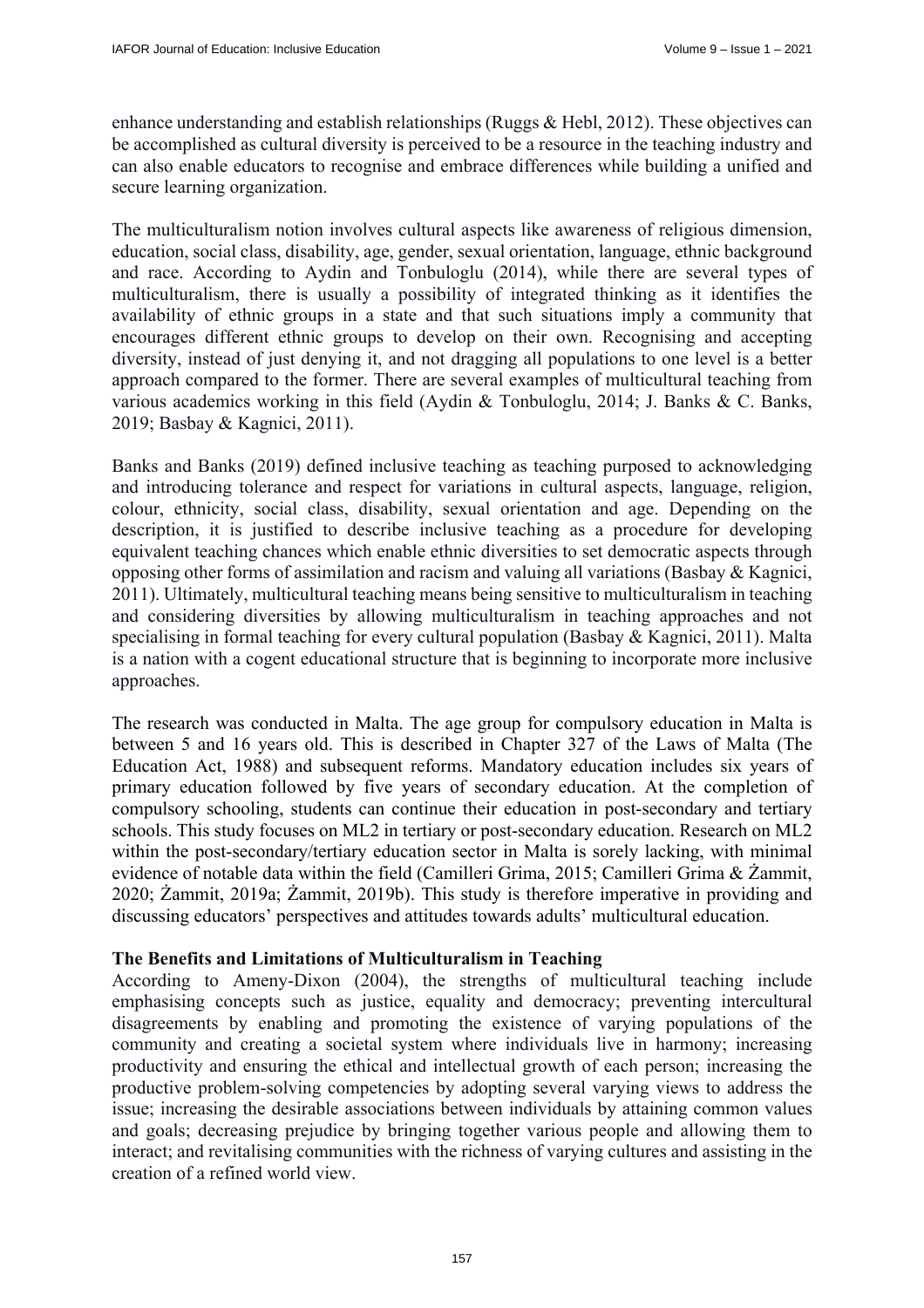enhance understanding and establish relationships (Ruggs & Hebl, 2012). These objectives can be accomplished as cultural diversity is perceived to be a resource in the teaching industry and can also enable educators to recognise and embrace differences while building a unified and secure learning organization.

The multiculturalism notion involves cultural aspects like awareness of religious dimension, education, social class, disability, age, gender, sexual orientation, language, ethnic background and race. According to Aydin and Tonbuloglu (2014), while there are several types of multiculturalism, there is usually a possibility of integrated thinking as it identifies the availability of ethnic groups in a state and that such situations imply a community that encourages different ethnic groups to develop on their own. Recognising and accepting diversity, instead of just denying it, and not dragging all populations to one level is a better approach compared to the former. There are several examples of multicultural teaching from various academics working in this field (Aydin & Tonbuloglu, 2014; J. Banks & C. Banks, 2019; Basbay & Kagnici, 2011).

Banks and Banks (2019) defined inclusive teaching as teaching purposed to acknowledging and introducing tolerance and respect for variations in cultural aspects, language, religion, colour, ethnicity, social class, disability, sexual orientation and age. Depending on the description, it is justified to describe inclusive teaching as a procedure for developing equivalent teaching chances which enable ethnic diversities to set democratic aspects through opposing other forms of assimilation and racism and valuing all variations (Basbay & Kagnici, 2011). Ultimately, multicultural teaching means being sensitive to multiculturalism in teaching and considering diversities by allowing multiculturalism in teaching approaches and not specialising in formal teaching for every cultural population (Basbay & Kagnici, 2011). Malta is a nation with a cogent educational structure that is beginning to incorporate more inclusive approaches.

The research was conducted in Malta. The age group for compulsory education in Malta is between 5 and 16 years old. This is described in Chapter 327 of the Laws of Malta (The Education Act, 1988) and subsequent reforms. Mandatory education includes six years of primary education followed by five years of secondary education. At the completion of compulsory schooling, students can continue their education in post-secondary and tertiary schools. This study focuses on ML2 in tertiary or post-secondary education. Research on ML2 within the post-secondary/tertiary education sector in Malta is sorely lacking, with minimal evidence of notable data within the field (Camilleri Grima, 2015; Camilleri Grima & Żammit, 2020; Żammit, 2019a; Żammit, 2019b). This study is therefore imperative in providing and discussing educators' perspectives and attitudes towards adults' multicultural education.

**The Benefits and Limitations of Multiculturalism in Teaching**

According to Ameny-Dixon (2004), the strengths of multicultural teaching include emphasising concepts such as justice, equality and democracy; preventing intercultural disagreements by enabling and promoting the existence of varying populations of the community and creating a societal system where individuals live in harmony; increasing productivity and ensuring the ethical and intellectual growth of each person; increasing the productive problem-solving competencies by adopting several varying views to address the issue; increasing the desirable associations between individuals by attaining common values and goals; decreasing prejudice by bringing together various people and allowing them to interact; and revitalising communities with the richness of varying cultures and assisting in the creation of a refined world view.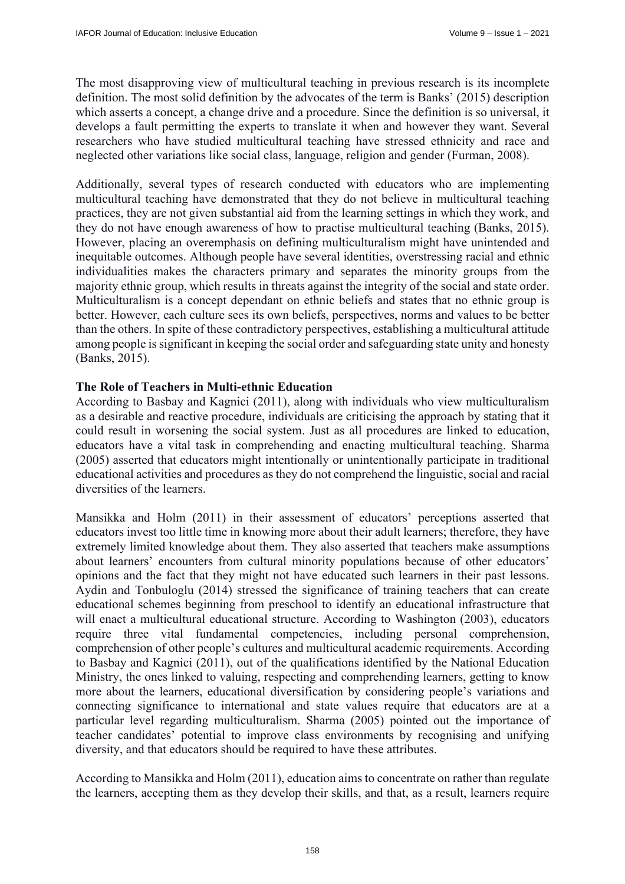The most disapproving view of multicultural teaching in previous research is its incomplete definition. The most solid definition by the advocates of the term is Banks' (2015) description which asserts a concept, a change drive and a procedure. Since the definition is so universal, it develops a fault permitting the experts to translate it when and however they want. Several researchers who have studied multicultural teaching have stressed ethnicity and race and neglected other variations like social class, language, religion and gender (Furman, 2008).

Additionally, several types of research conducted with educators who are implementing multicultural teaching have demonstrated that they do not believe in multicultural teaching practices, they are not given substantial aid from the learning settings in which they work, and they do not have enough awareness of how to practise multicultural teaching (Banks, 2015). However, placing an overemphasis on defining multiculturalism might have unintended and inequitable outcomes. Although people have several identities, overstressing racial and ethnic individualities makes the characters primary and separates the minority groups from the majority ethnic group, which results in threats against the integrity of the social and state order. Multiculturalism is a concept dependant on ethnic beliefs and states that no ethnic group is better. However, each culture sees its own beliefs, perspectives, norms and values to be better than the others. In spite of these contradictory perspectives, establishing a multicultural attitude among people is significant in keeping the social order and safeguarding state unity and honesty (Banks, 2015).

### The Role of Teachers in Multi-ethnic Education

According to Basbay and Kagnici (2011), along with individuals who view multiculturalism as a desirable and reactive procedure, individuals are criticising the approach by stating that it could result in worsening the social system. Just as all procedures are linked to education, educators have a vital task in comprehending and enacting multicultural teaching. Sharma (2005) asserted that educators might intentionally or unintentionally participate in traditional educational activities and procedures as they do not comprehend the linguistic, social and racial diversities of the learners.

Mansikka and Holm (2011) in their assessment of educators' perceptions asserted that educators invest too little time in knowing more about their adult learners; therefore, they have extremely limited knowledge about them. They also asserted that teachers make assumptions about learners' encounters from cultural minority populations because of other educators' opinions and the fact that they might not have educated such learners in their past lessons. Aydin and Tonbuloglu (2014) stressed the significance of training teachers that can create educational schemes beginning from preschool to identify an educational infrastructure that will enact a multicultural educational structure. According to Washington (2003), educators require three vital fundamental competencies, including personal comprehension, comprehension of other people's cultures and multicultural academic requirements. According to Basbay and Kagnici (2011), out of the qualifications identified by the National Education Ministry, the ones linked to valuing, respecting and comprehending learners, getting to know more about the learners, educational diversification by considering people's variations and connecting significance to international and state values require that educators are at a particular level regarding multiculturalism. Sharma (2005) pointed out the importance of teacher candidates' potential to improve class environments by recognising and unifying diversity, and that educators should be required to have these attributes.

According to Mansikka and Holm (2011), education aims to concentrate on rather than regulate the learners, accepting them as they develop their skills, and that, as a result, learners require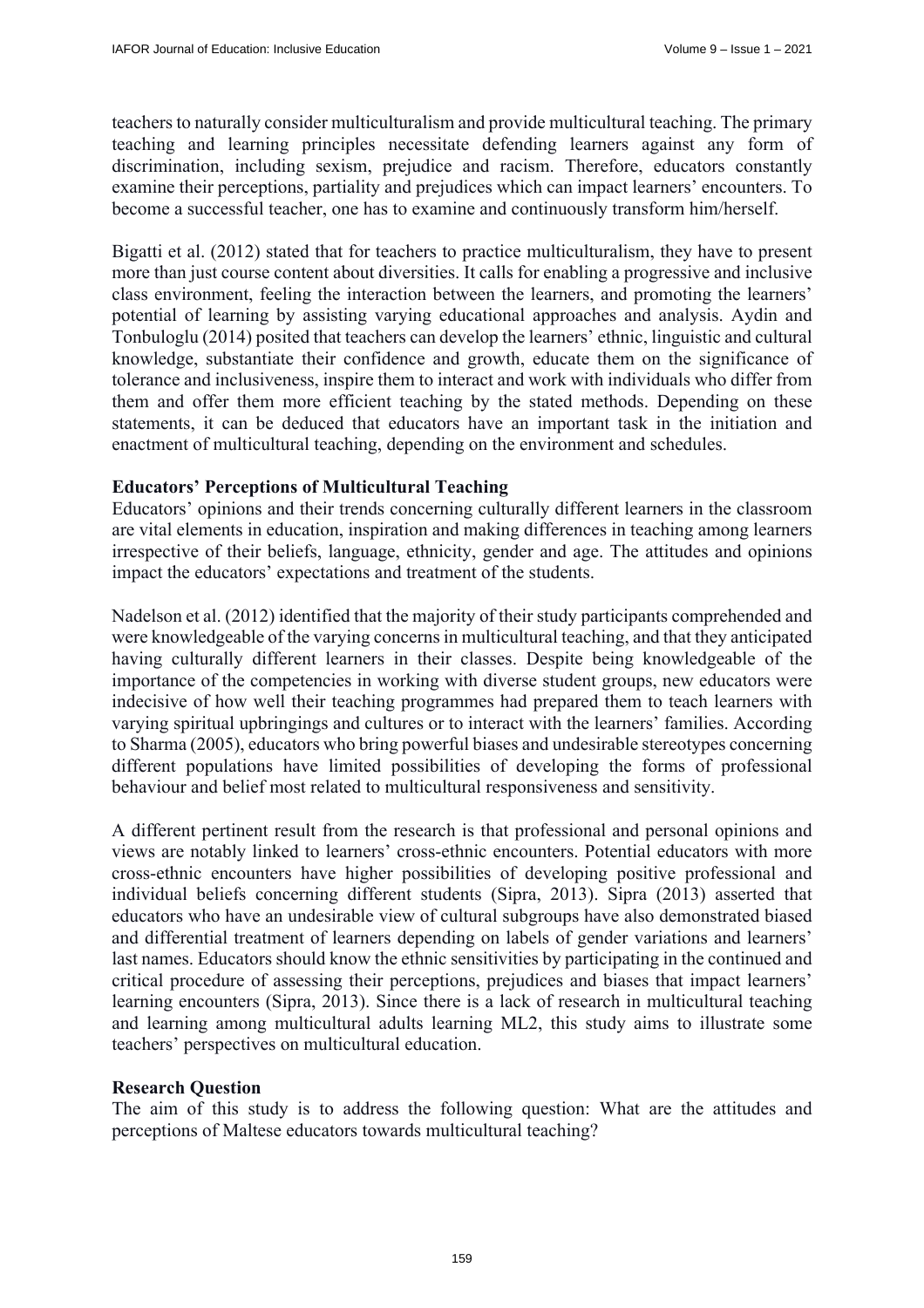teachers to naturally consider multiculturalism and provide multicultural teaching. The primary teaching and learning principles necessitate defending learners against any form of discrimination, including sexism, prejudice and racism. Therefore, educators constantly examine their perceptions, partiality and prejudices which can impact learners' encounters. To become a successful teacher, one has to examine and continuously transform him/herself.

Bigatti et al. (2012) stated that for teachers to practice multiculturalism, they have to present more than just course content about diversities. It calls for enabling a progressive and inclusive class environment, feeling the interaction between the learners, and promoting the learners' potential of learning by assisting varying educational approaches and analysis. Aydin and Tonbuloglu (2014) posited that teachers can develop the learners' ethnic, linguistic and cultural knowledge, substantiate their confidence and growth, educate them on the significance of tolerance and inclusiveness, inspire them to interact and work with individuals who differ from them and offer them more efficient teaching by the stated methods. Depending on these statements, it can be deduced that educators have an important task in the initiation and enactment of multicultural teaching, depending on the environment and schedules.

**Educators' Perceptions of Multicultural Teaching**

Educators' opinions and their trends concerning culturally different learners in the classroom are vital elements in education, inspiration and making differences in teaching among learners irrespective of their beliefs, language, ethnicity, gender and age. The attitudes and opinions impact the educators' expectations and treatment of the students.

Nadelson et al. (2012) identified that the majority of their study participants comprehended and were knowledgeable of the varying concerns in multicultural teaching, and that they anticipated having culturally different learners in their classes. Despite being knowledgeable of the importance of the competencies in working with diverse student groups, new educators were indecisive of how well their teaching programmes had prepared them to teach learners with varying spiritual upbringings and cultures or to interact with the learners' families. According to Sharma (2005), educators who bring powerful biases and undesirable stereotypes concerning different populations have limited possibilities of developing the forms of professional behaviour and belief most related to multicultural responsiveness and sensitivity.

A different pertinent result from the research is that professional and personal opinions and views are notably linked to learners' cross-ethnic encounters. Potential educators with more cross-ethnic encounters have higher possibilities of developing positive professional and individual beliefs concerning different students (Sipra, 2013). Sipra (2013) asserted that educators who have an undesirable view of cultural subgroups have also demonstrated biased and differential treatment of learners depending on labels of gender variations and learners' last names. Educators should know the ethnic sensitivities by participating in the continued and critical procedure of assessing their perceptions, prejudices and biases that impact learners' learning encounters (Sipra, 2013). Since there is a lack of research in multicultural teaching and learning among multicultural adults learning ML2, this study aims to illustrate some teachers' perspectives on multicultural education.

**Research Question**

The aim of this study is to address the following question: What are the attitudes and perceptions of Maltese educators towards multicultural teaching?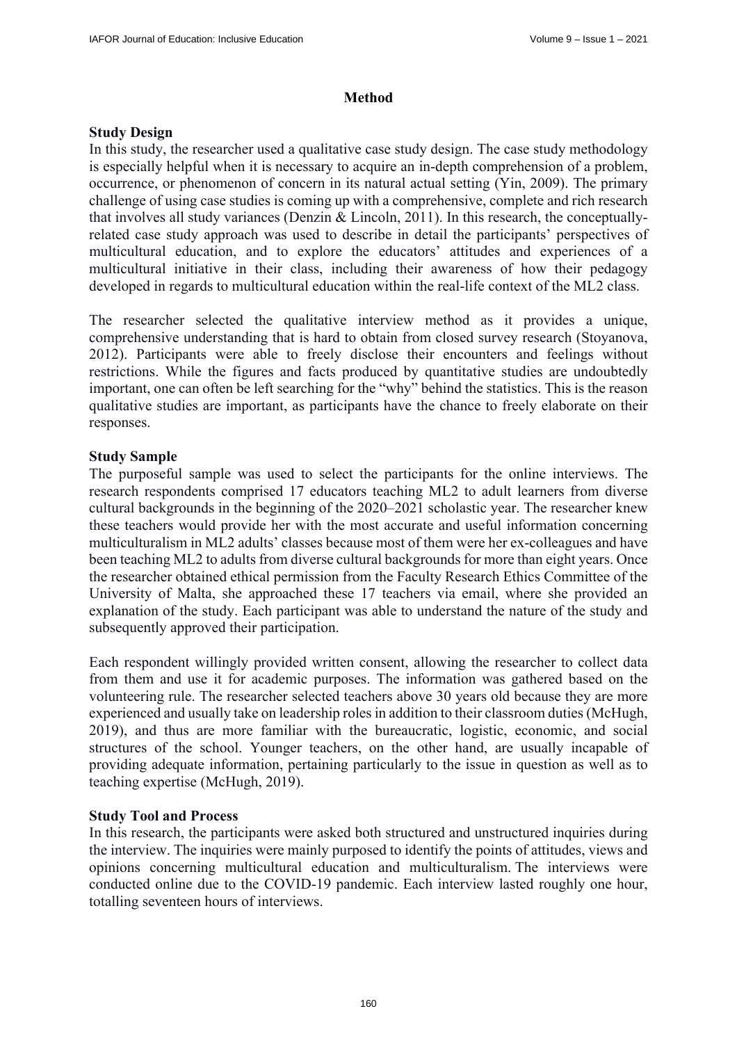## Method

### Study Design

In this study, the researcher used a qualitative case study design. The case study methodology is especially helpful when it is necessary to acquire an in-depth comprehension of a problem, occurrence, or phenomenon of concern in its natural actual setting (Yin, 2009). The primary challenge of using case studies is coming up with a comprehensive, complete and rich research that involves all study variances (Denzin & Lincoln, 2011). In this research, the conceptually-related case study approach was used to describe in detail the participants' perspectives of multicultural education, and to explore the educators' attitudes and experiences of a multicultural initiative in their class, including their awareness of how their pedagogy developed in regards to multicultural education within the real-life context of the ML2 class.

The researcher selected the qualitative interview method as it provides a unique, comprehensive understanding that is hard to obtain from closed survey research (Stoyanova, 2012). Participants were able to freely disclose their encounters and feelings without restrictions. While the figures and facts produced by quantitative studies are undoubtedly important, one can often be left searching for the "why" behind the statistics. This is the reason qualitative studies are important, as participants have the chance to freely elaborate on their responses.

### Study Sample

The purposeful sample was used to select the participants for the online interviews. The research respondents comprised 17 educators teaching ML2 to adult learners from diverse cultural backgrounds in the beginning of the 2020–2021 scholastic year. The researcher knew these teachers would provide her with the most accurate and useful information concerning multiculturalism in ML2 adults' classes because most of them were her ex-colleagues and have been teaching ML2 to adults from diverse cultural backgrounds for more than eight years. Once the researcher obtained ethical permission from the Faculty Research Ethics Committee of the University of Malta, she approached these 17 teachers via email, where she provided an explanation of the study. Each participant was able to understand the nature of the study and subsequently approved their participation.

Each respondent willingly provided written consent, allowing the researcher to collect data from them and use it for academic purposes. The information was gathered based on the volunteering rule. The researcher selected teachers above 30 years old because they are more experienced and usually take on leadership roles in addition to their classroom duties (McHugh, 2019), and thus are more familiar with the bureaucratic, logistic, economic, and social structures of the school. Younger teachers, on the other hand, are usually incapable of providing adequate information, pertaining particularly to the issue in question as well as to teaching expertise (McHugh, 2019).

### Study Tool and Process

In this research, the participants were asked both structured and unstructured inquiries during the interview. The inquiries were mainly purposed to identify the points of attitudes, views and opinions concerning multicultural education and multiculturalism. The interviews were conducted online due to the COVID-19 pandemic. Each interview lasted roughly one hour, totalling seventeen hours of interviews.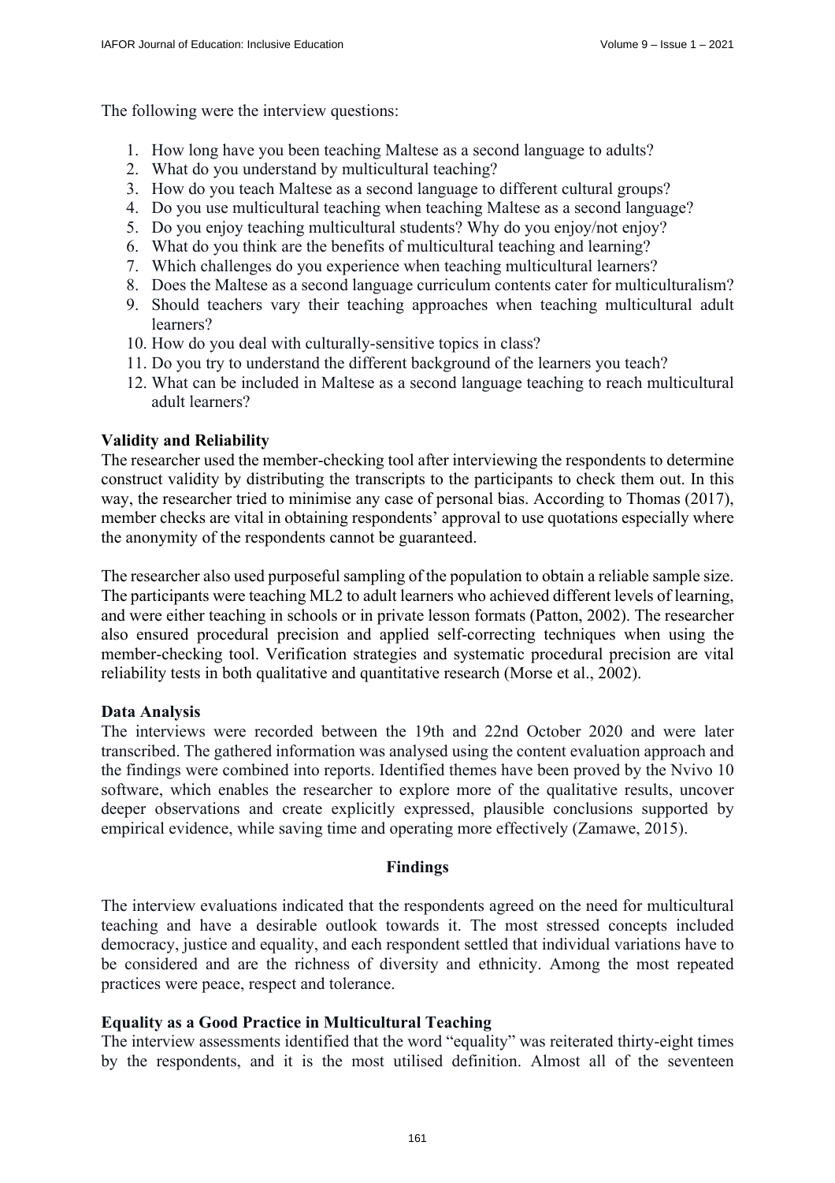The following were the interview questions:

1. How long have you been teaching Maltese as a second language to adults?
2. What do you understand by multicultural teaching?
3. How do you teach Maltese as a second language to different cultural groups?
4. Do you use multicultural teaching when teaching Maltese as a second language?
5. Do you enjoy teaching multicultural students? Why do you enjoy/not enjoy?
6. What do you think are the benefits of multicultural teaching and learning?
7. Which challenges do you experience when teaching multicultural learners?
8. Does the Maltese as a second language curriculum contents cater for multiculturalism?
9. Should teachers vary their teaching approaches when teaching multicultural adult learners?
10. How do you deal with culturally-sensitive topics in class?
11. Do you try to understand the different background of the learners you teach?
12. What can be included in Maltese as a second language teaching to reach multicultural adult learners?

### Validity and Reliability

The researcher used the member-checking tool after interviewing the respondents to determine construct validity by distributing the transcripts to the participants to check them out. In this way, the researcher tried to minimise any case of personal bias. According to Thomas (2017), member checks are vital in obtaining respondents' approval to use quotations especially where the anonymity of the respondents cannot be guaranteed.

The researcher also used purposeful sampling of the population to obtain a reliable sample size. The participants were teaching ML2 to adult learners who achieved different levels of learning, and were either teaching in schools or in private lesson formats (Patton, 2002). The researcher also ensured procedural precision and applied self-correcting techniques when using the member-checking tool. Verification strategies and systematic procedural precision are vital reliability tests in both qualitative and quantitative research (Morse et al., 2002).

### Data Analysis

The interviews were recorded between the 19th and 22nd October 2020 and were later transcribed. The gathered information was analysed using the content evaluation approach and the findings were combined into reports. Identified themes have been proved by the Nvivo 10 software, which enables the researcher to explore more of the qualitative results, uncover deeper observations and create explicitly expressed, plausible conclusions supported by empirical evidence, while saving time and operating more effectively (Zamawe, 2015).

## Findings

The interview evaluations indicated that the respondents agreed on the need for multicultural teaching and have a desirable outlook towards it. The most stressed concepts included democracy, justice and equality, and each respondent settled that individual variations have to be considered and are the richness of diversity and ethnicity. Among the most repeated practices were peace, respect and tolerance.

### Equality as a Good Practice in Multicultural Teaching

The interview assessments identified that the word "equality" was reiterated thirty-eight times by the respondents, and it is the most utilised definition. Almost all of the seventeen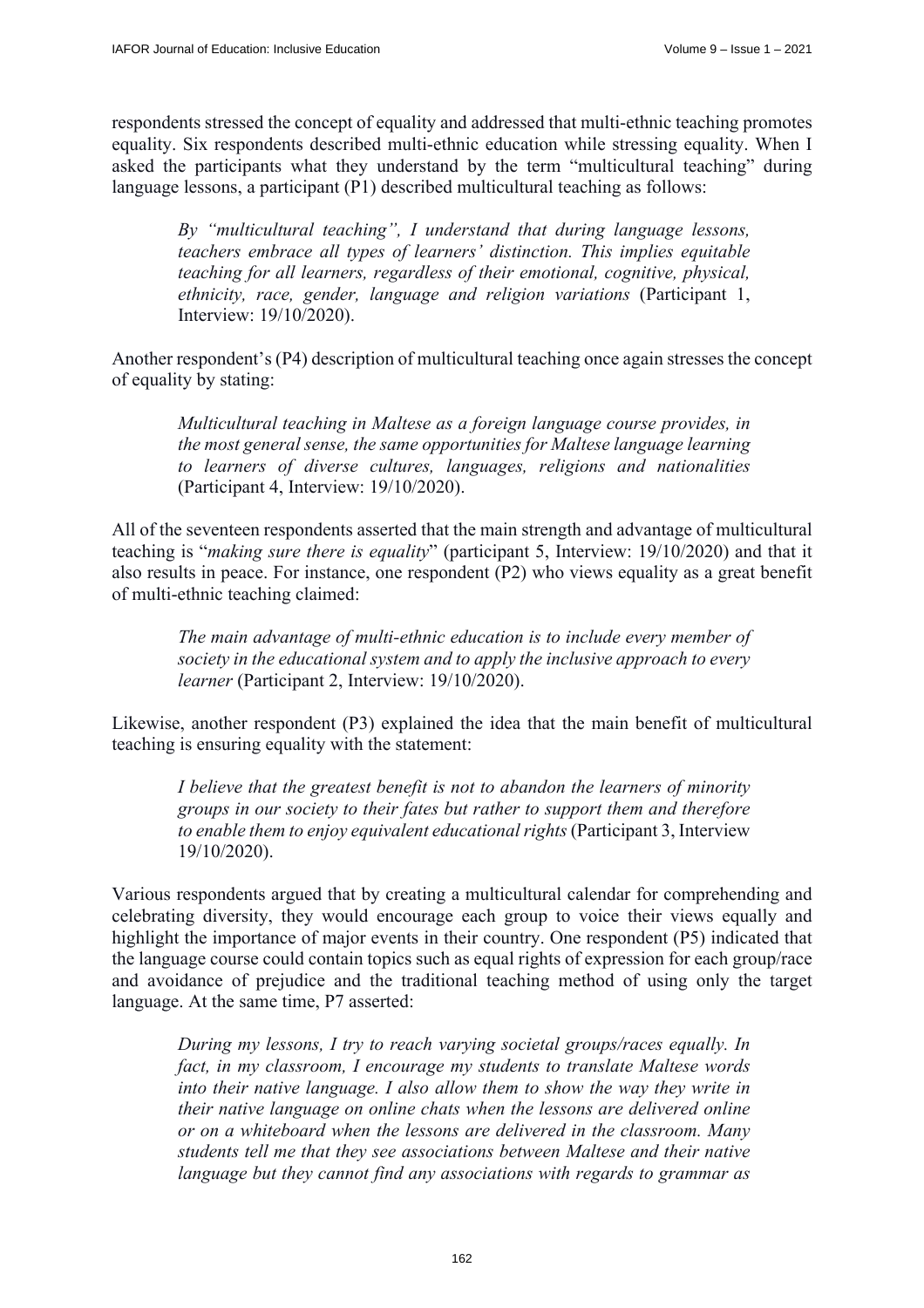respondents stressed the concept of equality and addressed that multi-ethnic teaching promotes equality. Six respondents described multi-ethnic education while stressing equality. When I asked the participants what they understand by the term "multicultural teaching" during language lessons, a participant (P1) described multicultural teaching as follows:

> *By "multicultural teaching", I understand that during language lessons, teachers embrace all types of learners' distinction. This implies equitable teaching for all learners, regardless of their emotional, cognitive, physical, ethnicity, race, gender, language and religion variations* (Participant 1, Interview: 19/10/2020).

Another respondent's (P4) description of multicultural teaching once again stresses the concept of equality by stating:

> *Multicultural teaching in Maltese as a foreign language course provides, in the most general sense, the same opportunities for Maltese language learning to learners of diverse cultures, languages, religions and nationalities* (Participant 4, Interview: 19/10/2020).

All of the seventeen respondents asserted that the main strength and advantage of multicultural teaching is "*making sure there is equality*" (participant 5, Interview: 19/10/2020) and that it also results in peace. For instance, one respondent (P2) who views equality as a great benefit of multi-ethnic teaching claimed:

> *The main advantage of multi-ethnic education is to include every member of society in the educational system and to apply the inclusive approach to every learner* (Participant 2, Interview: 19/10/2020).

Likewise, another respondent (P3) explained the idea that the main benefit of multicultural teaching is ensuring equality with the statement:

> *I believe that the greatest benefit is not to abandon the learners of minority groups in our society to their fates but rather to support them and therefore to enable them to enjoy equivalent educational rights* (Participant 3, Interview 19/10/2020).

Various respondents argued that by creating a multicultural calendar for comprehending and celebrating diversity, they would encourage each group to voice their views equally and highlight the importance of major events in their country. One respondent (P5) indicated that the language course could contain topics such as equal rights of expression for each group/race and avoidance of prejudice and the traditional teaching method of using only the target language. At the same time, P7 asserted:

> *During my lessons, I try to reach varying societal groups/races equally. In fact, in my classroom, I encourage my students to translate Maltese words into their native language. I also allow them to show the way they write in their native language on online chats when the lessons are delivered online or on a whiteboard when the lessons are delivered in the classroom. Many students tell me that they see associations between Maltese and their native language but they cannot find any associations with regards to grammar as*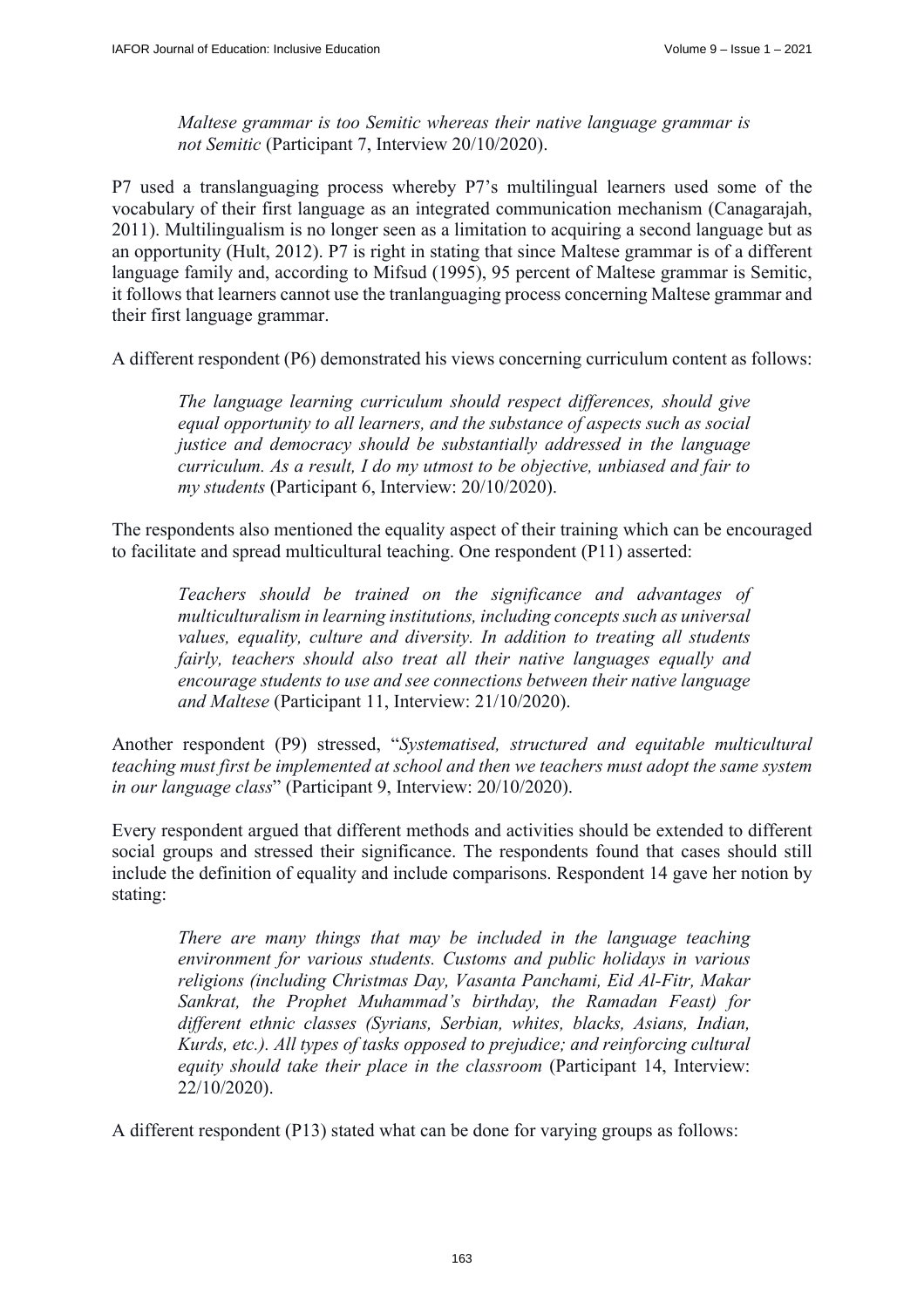*Maltese grammar is too Semitic whereas their native language grammar is not Semitic* (Participant 7, Interview 20/10/2020).

P7 used a translanguaging process whereby P7's multilingual learners used some of the vocabulary of their first language as an integrated communication mechanism (Canagarajah, 2011). Multilingualism is no longer seen as a limitation to acquiring a second language but as an opportunity (Hult, 2012). P7 is right in stating that since Maltese grammar is of a different language family and, according to Mifsud (1995), 95 percent of Maltese grammar is Semitic, it follows that learners cannot use the tranlanguaging process concerning Maltese grammar and their first language grammar.

A different respondent (P6) demonstrated his views concerning curriculum content as follows:

> *The language learning curriculum should respect differences, should give equal opportunity to all learners, and the substance of aspects such as social justice and democracy should be substantially addressed in the language curriculum. As a result, I do my utmost to be objective, unbiased and fair to my students* (Participant 6, Interview: 20/10/2020).

The respondents also mentioned the equality aspect of their training which can be encouraged to facilitate and spread multicultural teaching. One respondent (P11) asserted:

> *Teachers should be trained on the significance and advantages of multiculturalism in learning institutions, including concepts such as universal values, equality, culture and diversity. In addition to treating all students fairly, teachers should also treat all their native languages equally and encourage students to use and see connections between their native language and Maltese* (Participant 11, Interview: 21/10/2020).

Another respondent (P9) stressed, "*Systematised, structured and equitable multicultural teaching must first be implemented at school and then we teachers must adopt the same system in our language class*" (Participant 9, Interview: 20/10/2020).

Every respondent argued that different methods and activities should be extended to different social groups and stressed their significance. The respondents found that cases should still include the definition of equality and include comparisons. Respondent 14 gave her notion by stating:

> *There are many things that may be included in the language teaching environment for various students. Customs and public holidays in various religions (including Christmas Day, Vasanta Panchami, Eid Al-Fitr, Makar Sankrat, the Prophet Muhammad's birthday, the Ramadan Feast) for different ethnic classes (Syrians, Serbian, whites, blacks, Asians, Indian, Kurds, etc.). All types of tasks opposed to prejudice; and reinforcing cultural equity should take their place in the classroom* (Participant 14, Interview: 22/10/2020).

A different respondent (P13) stated what can be done for varying groups as follows: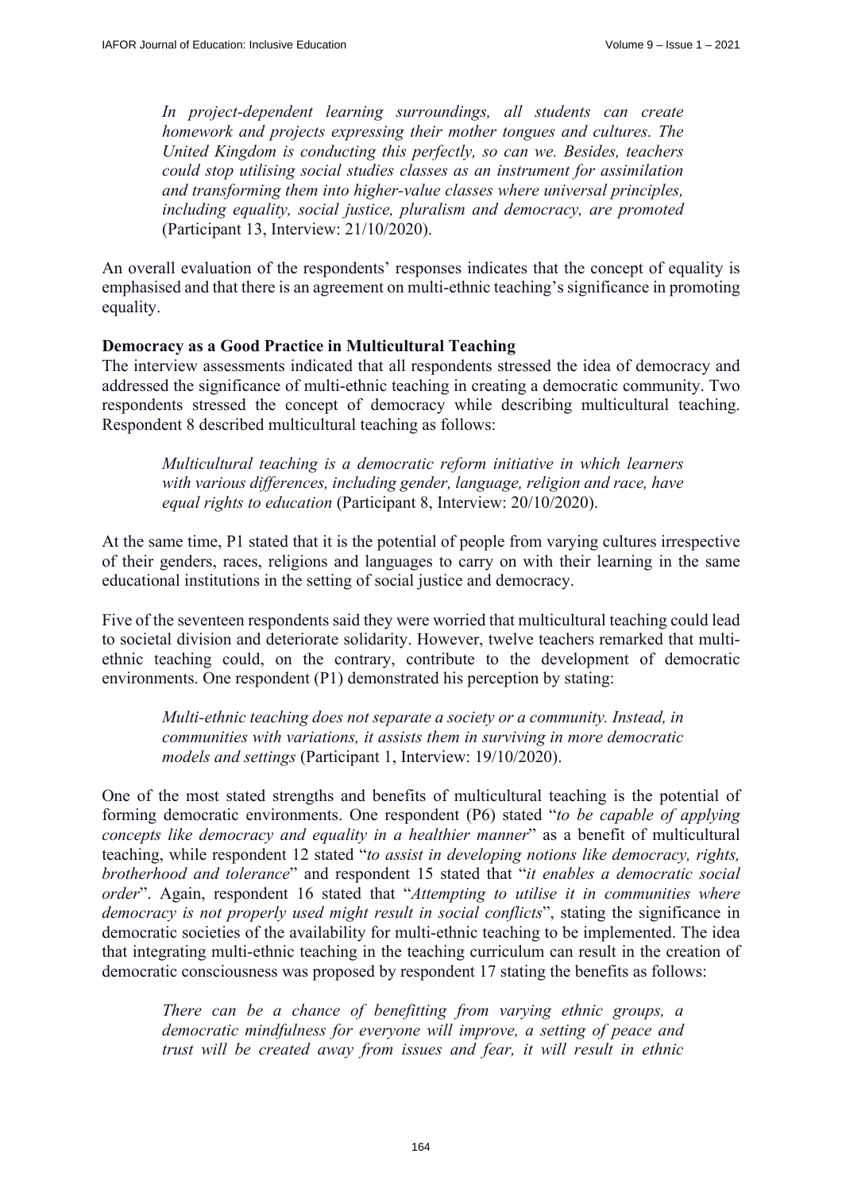> *In project-dependent learning surroundings, all students can create homework and projects expressing their mother tongues and cultures. The United Kingdom is conducting this perfectly, so can we. Besides, teachers could stop utilising social studies classes as an instrument for assimilation and transforming them into higher-value classes where universal principles, including equality, social justice, pluralism and democracy, are promoted* (Participant 13, Interview: 21/10/2020).

An overall evaluation of the respondents' responses indicates that the concept of equality is emphasised and that there is an agreement on multi-ethnic teaching's significance in promoting equality.

**Democracy as a Good Practice in Multicultural Teaching**

The interview assessments indicated that all respondents stressed the idea of democracy and addressed the significance of multi-ethnic teaching in creating a democratic community. Two respondents stressed the concept of democracy while describing multicultural teaching. Respondent 8 described multicultural teaching as follows:

> *Multicultural teaching is a democratic reform initiative in which learners with various differences, including gender, language, religion and race, have equal rights to education* (Participant 8, Interview: 20/10/2020).

At the same time, P1 stated that it is the potential of people from varying cultures irrespective of their genders, races, religions and languages to carry on with their learning in the same educational institutions in the setting of social justice and democracy.

Five of the seventeen respondents said they were worried that multicultural teaching could lead to societal division and deteriorate solidarity. However, twelve teachers remarked that multi-ethnic teaching could, on the contrary, contribute to the development of democratic environments. One respondent (P1) demonstrated his perception by stating:

> *Multi-ethnic teaching does not separate a society or a community. Instead, in communities with variations, it assists them in surviving in more democratic models and settings* (Participant 1, Interview: 19/10/2020).

One of the most stated strengths and benefits of multicultural teaching is the potential of forming democratic environments. One respondent (P6) stated "*to be capable of applying concepts like democracy and equality in a healthier manner*" as a benefit of multicultural teaching, while respondent 12 stated "*to assist in developing notions like democracy, rights, brotherhood and tolerance*" and respondent 15 stated that "*it enables a democratic social order*". Again, respondent 16 stated that "*Attempting to utilise it in communities where democracy is not properly used might result in social conflicts*", stating the significance in democratic societies of the availability for multi-ethnic teaching to be implemented. The idea that integrating multi-ethnic teaching in the teaching curriculum can result in the creation of democratic consciousness was proposed by respondent 17 stating the benefits as follows:

> *There can be a chance of benefitting from varying ethnic groups, a democratic mindfulness for everyone will improve, a setting of peace and trust will be created away from issues and fear, it will result in ethnic*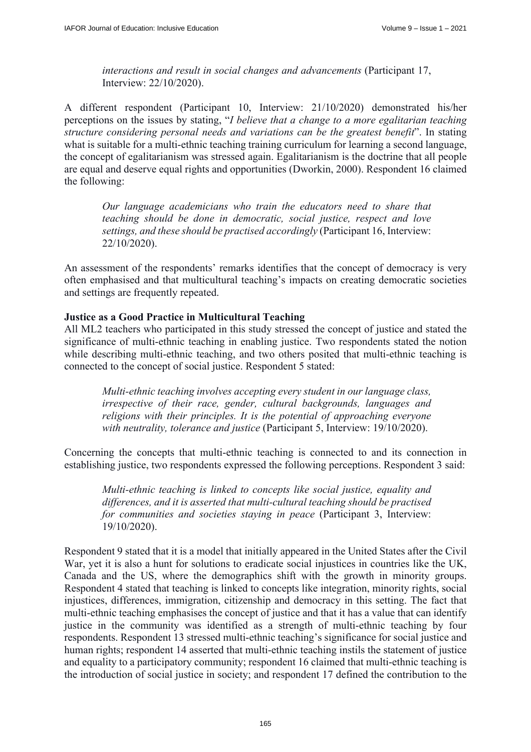> *interactions and result in social changes and advancements* (Participant 17, Interview: 22/10/2020).

A different respondent (Participant 10, Interview: 21/10/2020) demonstrated his/her perceptions on the issues by stating, "*I believe that a change to a more egalitarian teaching structure considering personal needs and variations can be the greatest benefit*". In stating what is suitable for a multi-ethnic teaching training curriculum for learning a second language, the concept of egalitarianism was stressed again. Egalitarianism is the doctrine that all people are equal and deserve equal rights and opportunities (Dworkin, 2000). Respondent 16 claimed the following:

> *Our language academicians who train the educators need to share that teaching should be done in democratic, social justice, respect and love settings, and these should be practised accordingly* (Participant 16, Interview: 22/10/2020).

An assessment of the respondents' remarks identifies that the concept of democracy is very often emphasised and that multicultural teaching's impacts on creating democratic societies and settings are frequently repeated.

**Justice as a Good Practice in Multicultural Teaching**

All ML2 teachers who participated in this study stressed the concept of justice and stated the significance of multi-ethnic teaching in enabling justice. Two respondents stated the notion while describing multi-ethnic teaching, and two others posited that multi-ethnic teaching is connected to the concept of social justice. Respondent 5 stated:

> *Multi-ethnic teaching involves accepting every student in our language class, irrespective of their race, gender, cultural backgrounds, languages and religions with their principles. It is the potential of approaching everyone with neutrality, tolerance and justice* (Participant 5, Interview: 19/10/2020).

Concerning the concepts that multi-ethnic teaching is connected to and its connection in establishing justice, two respondents expressed the following perceptions. Respondent 3 said:

> *Multi-ethnic teaching is linked to concepts like social justice, equality and differences, and it is asserted that multi-cultural teaching should be practised for communities and societies staying in peace* (Participant 3, Interview: 19/10/2020).

Respondent 9 stated that it is a model that initially appeared in the United States after the Civil War, yet it is also a hunt for solutions to eradicate social injustices in countries like the UK, Canada and the US, where the demographics shift with the growth in minority groups. Respondent 4 stated that teaching is linked to concepts like integration, minority rights, social injustices, differences, immigration, citizenship and democracy in this setting. The fact that multi-ethnic teaching emphasises the concept of justice and that it has a value that can identify justice in the community was identified as a strength of multi-ethnic teaching by four respondents. Respondent 13 stressed multi-ethnic teaching's significance for social justice and human rights; respondent 14 asserted that multi-ethnic teaching instils the statement of justice and equality to a participatory community; respondent 16 claimed that multi-ethnic teaching is the introduction of social justice in society; and respondent 17 defined the contribution to the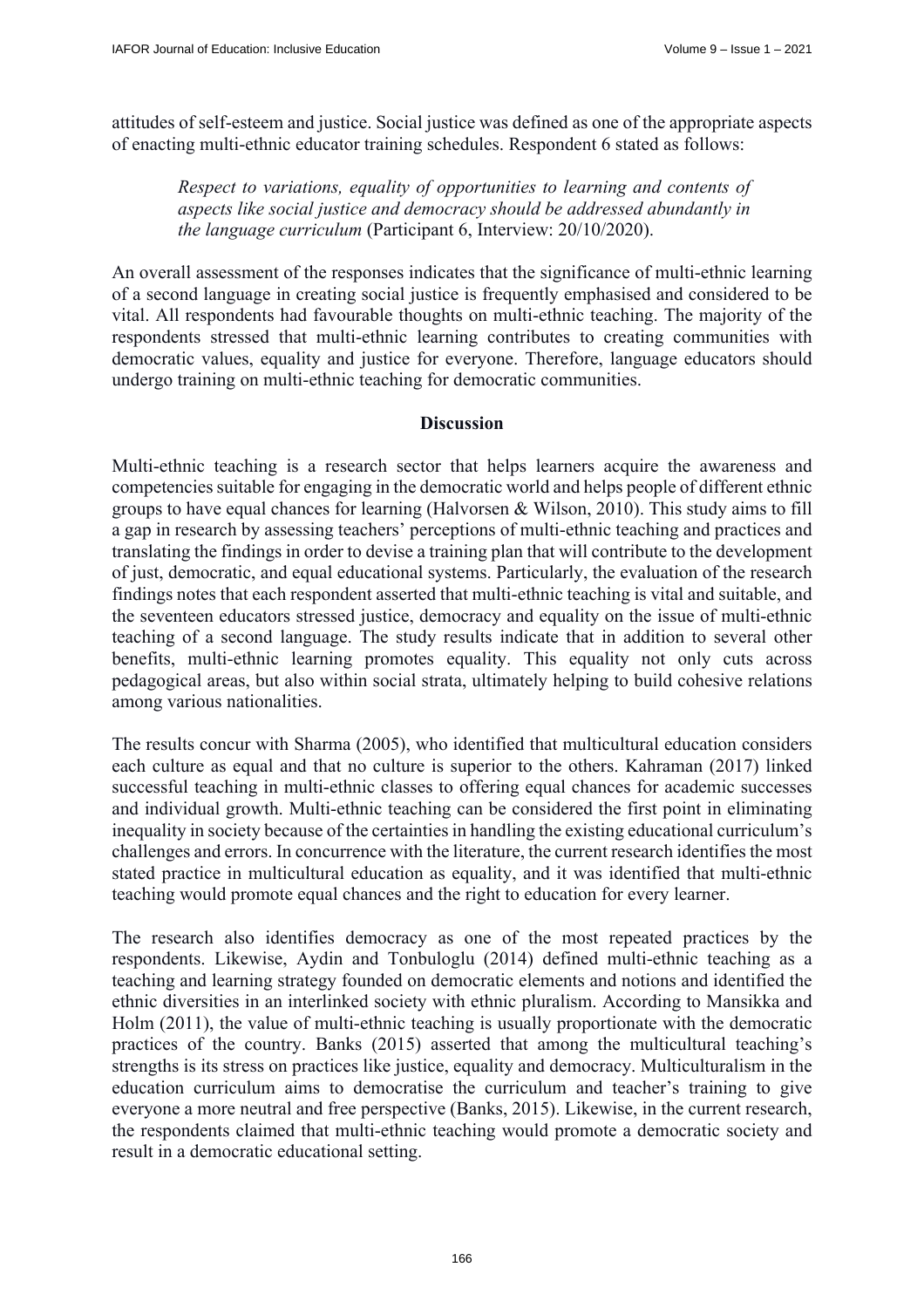attitudes of self-esteem and justice. Social justice was defined as one of the appropriate aspects of enacting multi-ethnic educator training schedules. Respondent 6 stated as follows:

> *Respect to variations, equality of opportunities to learning and contents of aspects like social justice and democracy should be addressed abundantly in the language curriculum* (Participant 6, Interview: 20/10/2020).

An overall assessment of the responses indicates that the significance of multi-ethnic learning of a second language in creating social justice is frequently emphasised and considered to be vital. All respondents had favourable thoughts on multi-ethnic teaching. The majority of the respondents stressed that multi-ethnic learning contributes to creating communities with democratic values, equality and justice for everyone. Therefore, language educators should undergo training on multi-ethnic teaching for democratic communities.

## Discussion

Multi-ethnic teaching is a research sector that helps learners acquire the awareness and competencies suitable for engaging in the democratic world and helps people of different ethnic groups to have equal chances for learning (Halvorsen & Wilson, 2010). This study aims to fill a gap in research by assessing teachers' perceptions of multi-ethnic teaching and practices and translating the findings in order to devise a training plan that will contribute to the development of just, democratic, and equal educational systems. Particularly, the evaluation of the research findings notes that each respondent asserted that multi-ethnic teaching is vital and suitable, and the seventeen educators stressed justice, democracy and equality on the issue of multi-ethnic teaching of a second language. The study results indicate that in addition to several other benefits, multi-ethnic learning promotes equality. This equality not only cuts across pedagogical areas, but also within social strata, ultimately helping to build cohesive relations among various nationalities.

The results concur with Sharma (2005), who identified that multicultural education considers each culture as equal and that no culture is superior to the others. Kahraman (2017) linked successful teaching in multi-ethnic classes to offering equal chances for academic successes and individual growth. Multi-ethnic teaching can be considered the first point in eliminating inequality in society because of the certainties in handling the existing educational curriculum's challenges and errors. In concurrence with the literature, the current research identifies the most stated practice in multicultural education as equality, and it was identified that multi-ethnic teaching would promote equal chances and the right to education for every learner.

The research also identifies democracy as one of the most repeated practices by the respondents. Likewise, Aydin and Tonbuloglu (2014) defined multi-ethnic teaching as a teaching and learning strategy founded on democratic elements and notions and identified the ethnic diversities in an interlinked society with ethnic pluralism. According to Mansikka and Holm (2011), the value of multi-ethnic teaching is usually proportionate with the democratic practices of the country. Banks (2015) asserted that among the multicultural teaching's strengths is its stress on practices like justice, equality and democracy. Multiculturalism in the education curriculum aims to democratise the curriculum and teacher's training to give everyone a more neutral and free perspective (Banks, 2015). Likewise, in the current research, the respondents claimed that multi-ethnic teaching would promote a democratic society and result in a democratic educational setting.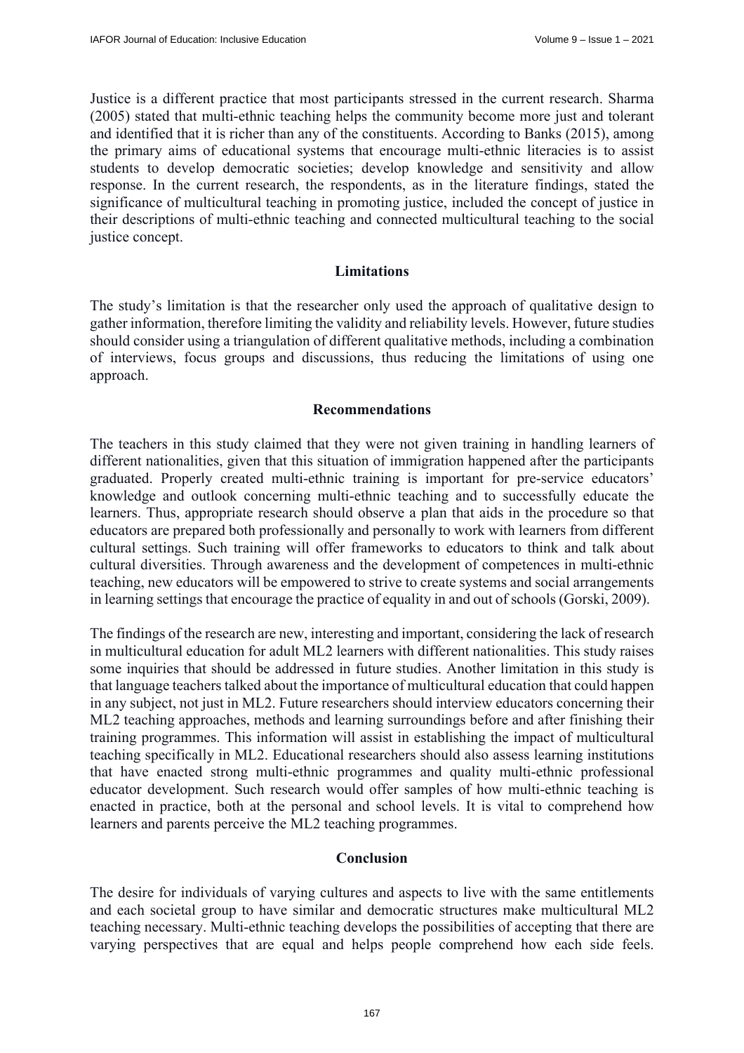Justice is a different practice that most participants stressed in the current research. Sharma (2005) stated that multi-ethnic teaching helps the community become more just and tolerant and identified that it is richer than any of the constituents. According to Banks (2015), among the primary aims of educational systems that encourage multi-ethnic literacies is to assist students to develop democratic societies; develop knowledge and sensitivity and allow response. In the current research, the respondents, as in the literature findings, stated the significance of multicultural teaching in promoting justice, included the concept of justice in their descriptions of multi-ethnic teaching and connected multicultural teaching to the social justice concept.

## Limitations

The study's limitation is that the researcher only used the approach of qualitative design to gather information, therefore limiting the validity and reliability levels. However, future studies should consider using a triangulation of different qualitative methods, including a combination of interviews, focus groups and discussions, thus reducing the limitations of using one approach.

## Recommendations

The teachers in this study claimed that they were not given training in handling learners of different nationalities, given that this situation of immigration happened after the participants graduated. Properly created multi-ethnic training is important for pre-service educators' knowledge and outlook concerning multi-ethnic teaching and to successfully educate the learners. Thus, appropriate research should observe a plan that aids in the procedure so that educators are prepared both professionally and personally to work with learners from different cultural settings. Such training will offer frameworks to educators to think and talk about cultural diversities. Through awareness and the development of competences in multi-ethnic teaching, new educators will be empowered to strive to create systems and social arrangements in learning settings that encourage the practice of equality in and out of schools (Gorski, 2009).

The findings of the research are new, interesting and important, considering the lack of research in multicultural education for adult ML2 learners with different nationalities. This study raises some inquiries that should be addressed in future studies. Another limitation in this study is that language teachers talked about the importance of multicultural education that could happen in any subject, not just in ML2. Future researchers should interview educators concerning their ML2 teaching approaches, methods and learning surroundings before and after finishing their training programmes. This information will assist in establishing the impact of multicultural teaching specifically in ML2. Educational researchers should also assess learning institutions that have enacted strong multi-ethnic programmes and quality multi-ethnic professional educator development. Such research would offer samples of how multi-ethnic teaching is enacted in practice, both at the personal and school levels. It is vital to comprehend how learners and parents perceive the ML2 teaching programmes.

## Conclusion

The desire for individuals of varying cultures and aspects to live with the same entitlements and each societal group to have similar and democratic structures make multicultural ML2 teaching necessary. Multi-ethnic teaching develops the possibilities of accepting that there are varying perspectives that are equal and helps people comprehend how each side feels.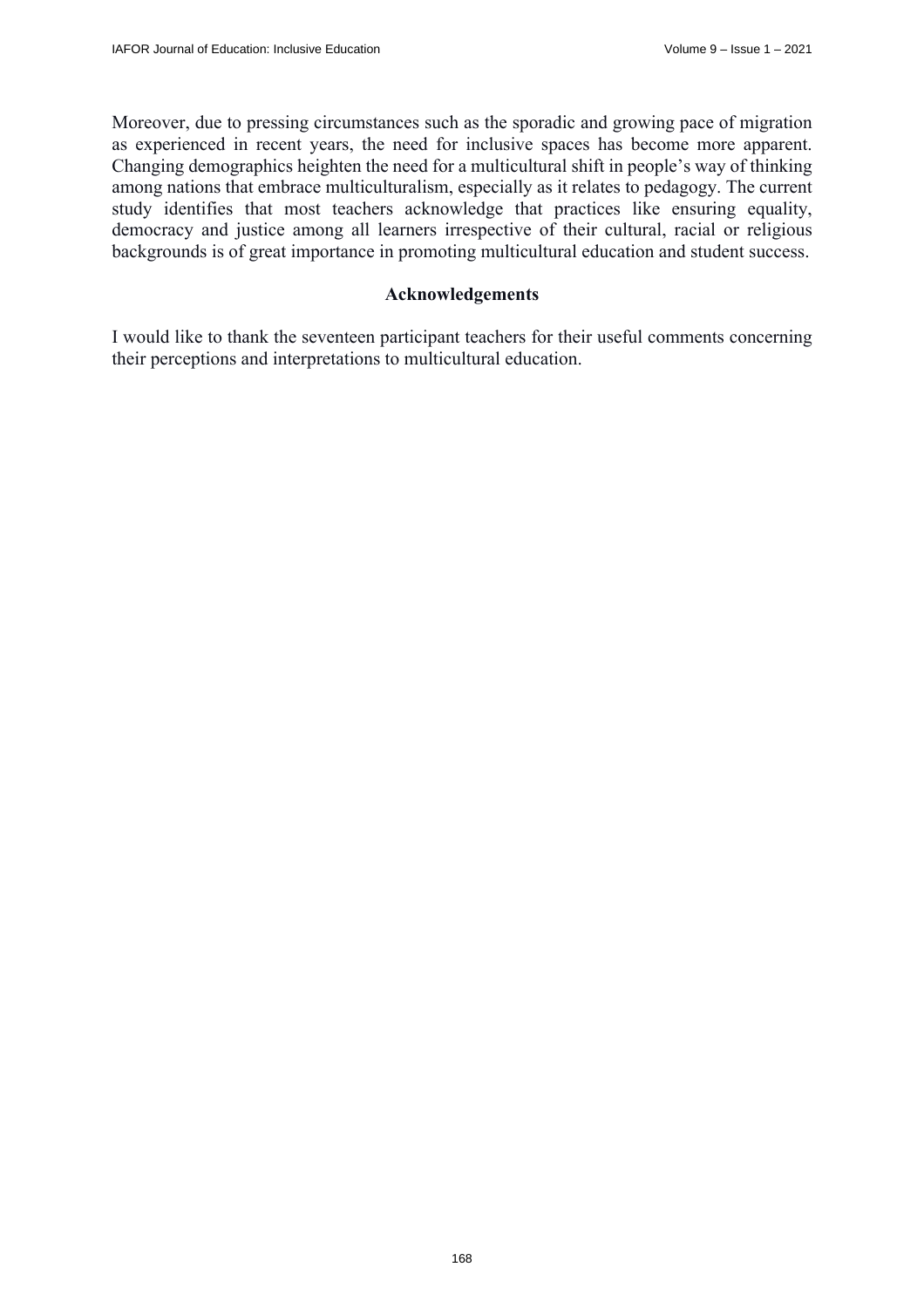Moreover, due to pressing circumstances such as the sporadic and growing pace of migration as experienced in recent years, the need for inclusive spaces has become more apparent. Changing demographics heighten the need for a multicultural shift in people's way of thinking among nations that embrace multiculturalism, especially as it relates to pedagogy. The current study identifies that most teachers acknowledge that practices like ensuring equality, democracy and justice among all learners irrespective of their cultural, racial or religious backgrounds is of great importance in promoting multicultural education and student success.

## Acknowledgements

I would like to thank the seventeen participant teachers for their useful comments concerning their perceptions and interpretations to multicultural education.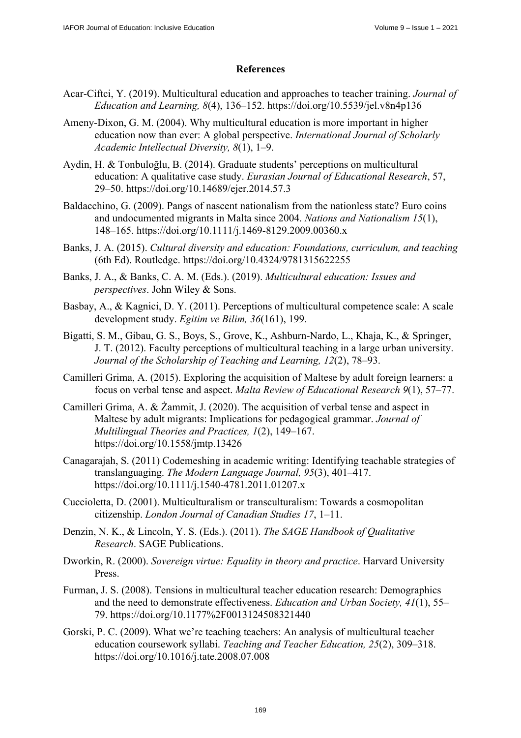## References

Acar-Ciftci, Y. (2019). Multicultural education and approaches to teacher training. *Journal of Education and Learning, 8*(4), 136–152. https://doi.org/10.5539/jel.v8n4p136

Ameny-Dixon, G. M. (2004). Why multicultural education is more important in higher education now than ever: A global perspective. *International Journal of Scholarly Academic Intellectual Diversity, 8*(1), 1–9.

Aydin, H. & Tonbuloğlu, B. (2014). Graduate students' perceptions on multicultural education: A qualitative case study. *Eurasian Journal of Educational Research*, 57, 29–50. https://doi.org/10.14689/ejer.2014.57.3

Baldacchino, G. (2009). Pangs of nascent nationalism from the nationless state? Euro coins and undocumented migrants in Malta since 2004. *Nations and Nationalism 15*(1), 148–165. https://doi.org/10.1111/j.1469-8129.2009.00360.x

Banks, J. A. (2015). *Cultural diversity and education: Foundations, curriculum, and teaching* (6th Ed). Routledge. https://doi.org/10.4324/9781315622255

Banks, J. A., & Banks, C. A. M. (Eds.). (2019). *Multicultural education: Issues and perspectives*. John Wiley & Sons.

Basbay, A., & Kagnici, D. Y. (2011). Perceptions of multicultural competence scale: A scale development study. *Egitim ve Bilim, 36*(161), 199.

Bigatti, S. M., Gibau, G. S., Boys, S., Grove, K., Ashburn-Nardo, L., Khaja, K., & Springer, J. T. (2012). Faculty perceptions of multicultural teaching in a large urban university. *Journal of the Scholarship of Teaching and Learning, 12*(2), 78–93.

Camilleri Grima, A. (2015). Exploring the acquisition of Maltese by adult foreign learners: a focus on verbal tense and aspect. *Malta Review of Educational Research 9*(1), 57–77.

Camilleri Grima, A. & Żammit, J. (2020). The acquisition of verbal tense and aspect in Maltese by adult migrants: Implications for pedagogical grammar. *Journal of Multilingual Theories and Practices, 1*(2), 149–167. https://doi.org/10.1558/jmtp.13426

Canagarajah, S. (2011) Codemeshing in academic writing: Identifying teachable strategies of translanguaging. *The Modern Language Journal, 95*(3), 401–417. https://doi.org/10.1111/j.1540-4781.2011.01207.x

Cuccioletta, D. (2001). Multiculturalism or transculturalism: Towards a cosmopolitan citizenship. *London Journal of Canadian Studies 17*, 1–11.

Denzin, N. K., & Lincoln, Y. S. (Eds.). (2011). *The SAGE Handbook of Qualitative Research*. SAGE Publications.

Dworkin, R. (2000). *Sovereign virtue: Equality in theory and practice*. Harvard University Press.

Furman, J. S. (2008). Tensions in multicultural teacher education research: Demographics and the need to demonstrate effectiveness. *Education and Urban Society, 41*(1), 55–79. https://doi.org/10.1177%2F0013124508321440

Gorski, P. C. (2009). What we're teaching teachers: An analysis of multicultural teacher education coursework syllabi. *Teaching and Teacher Education, 25*(2), 309–318. https://doi.org/10.1016/j.tate.2008.07.008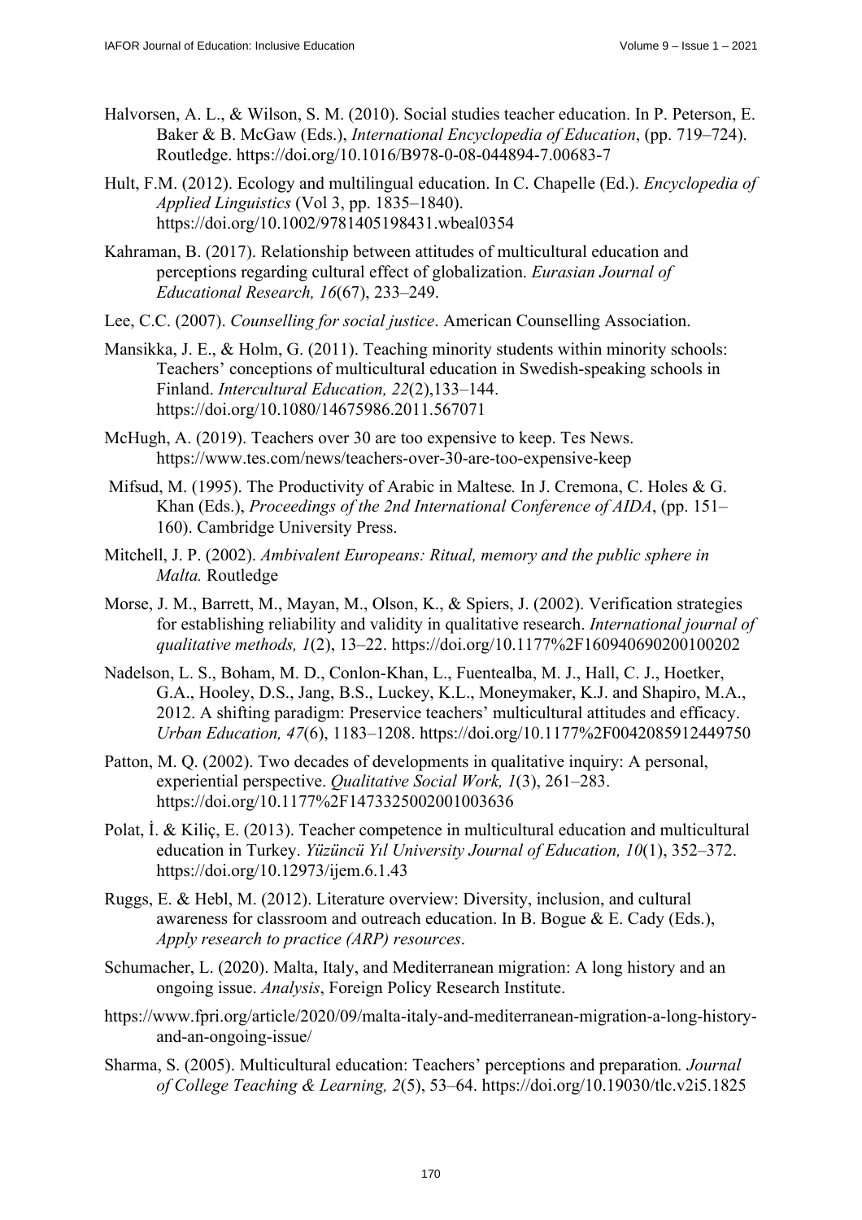Halvorsen, A. L., & Wilson, S. M. (2010). Social studies teacher education. In P. Peterson, E. Baker & B. McGaw (Eds.), *International Encyclopedia of Education*, (pp. 719–724). Routledge. https://doi.org/10.1016/B978-0-08-044894-7.00683-7

Hult, F.M. (2012). Ecology and multilingual education. In C. Chapelle (Ed.). *Encyclopedia of Applied Linguistics* (Vol 3, pp. 1835–1840). https://doi.org/10.1002/9781405198431.wbeal0354

Kahraman, B. (2017). Relationship between attitudes of multicultural education and perceptions regarding cultural effect of globalization. *Eurasian Journal of Educational Research, 16*(67), 233–249.

Lee, C.C. (2007). *Counselling for social justice*. American Counselling Association.

Mansikka, J. E., & Holm, G. (2011). Teaching minority students within minority schools: Teachers' conceptions of multicultural education in Swedish-speaking schools in Finland. *Intercultural Education, 22*(2),133–144. https://doi.org/10.1080/14675986.2011.567071

McHugh, A. (2019). Teachers over 30 are too expensive to keep. Tes News. https://www.tes.com/news/teachers-over-30-are-too-expensive-keep

Mifsud, M. (1995). The Productivity of Arabic in Maltese*.* In J. Cremona, C. Holes & G. Khan (Eds.), *Proceedings of the 2nd International Conference of AIDA*, (pp. 151–160). Cambridge University Press.

Mitchell, J. P. (2002). *Ambivalent Europeans: Ritual, memory and the public sphere in Malta.* Routledge

Morse, J. M., Barrett, M., Mayan, M., Olson, K., & Spiers, J. (2002). Verification strategies for establishing reliability and validity in qualitative research. *International journal of qualitative methods, 1*(2), 13–22. https://doi.org/10.1177%2F160940690200100202

Nadelson, L. S., Boham, M. D., Conlon-Khan, L., Fuentealba, M. J., Hall, C. J., Hoetker, G.A., Hooley, D.S., Jang, B.S., Luckey, K.L., Moneymaker, K.J. and Shapiro, M.A., 2012. A shifting paradigm: Preservice teachers' multicultural attitudes and efficacy. *Urban Education, 47*(6), 1183–1208. https://doi.org/10.1177%2F0042085912449750

Patton, M. Q. (2002). Two decades of developments in qualitative inquiry: A personal, experiential perspective. *Qualitative Social Work, 1*(3), 261–283. https://doi.org/10.1177%2F1473325002001003636

Polat, İ. & Kiliç, E. (2013). Teacher competence in multicultural education and multicultural education in Turkey. *Yüzüncü Yıl University Journal of Education, 10*(1), 352–372. https://doi.org/10.12973/ijem.6.1.43

Ruggs, E. & Hebl, M. (2012). Literature overview: Diversity, inclusion, and cultural awareness for classroom and outreach education. In B. Bogue & E. Cady (Eds.), *Apply research to practice (ARP) resources*.

Schumacher, L. (2020). Malta, Italy, and Mediterranean migration: A long history and an ongoing issue. *Analysis*, Foreign Policy Research Institute.

https://www.fpri.org/article/2020/09/malta-italy-and-mediterranean-migration-a-long-history-and-an-ongoing-issue/

Sharma, S. (2005). Multicultural education: Teachers' perceptions and preparation*. Journal of College Teaching & Learning, 2*(5), 53–64. https://doi.org/10.19030/tlc.v2i5.1825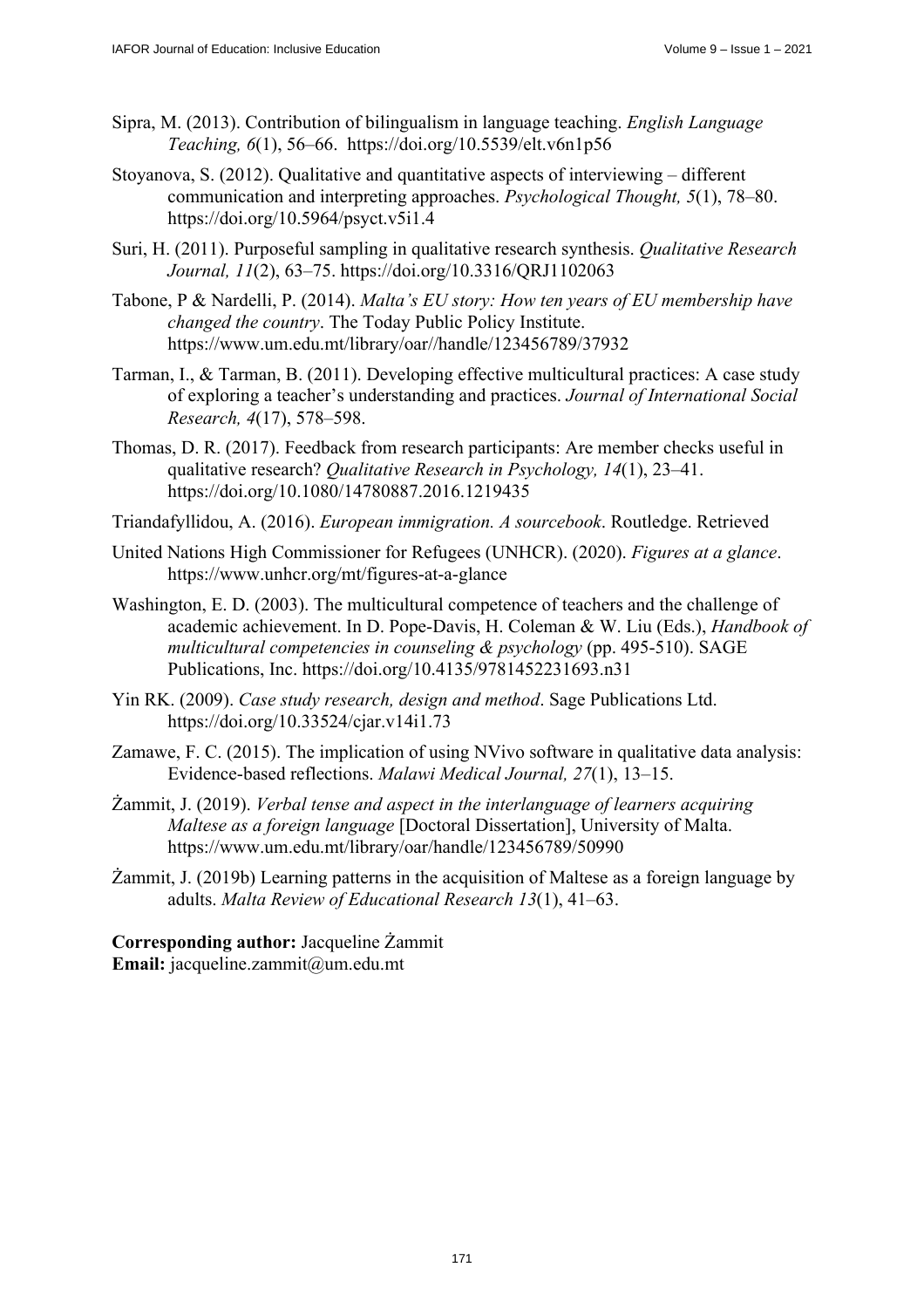Sipra, M. (2013). Contribution of bilingualism in language teaching. *English Language Teaching, 6*(1), 56–66. https://doi.org/10.5539/elt.v6n1p56

Stoyanova, S. (2012). Qualitative and quantitative aspects of interviewing – different communication and interpreting approaches. *Psychological Thought, 5*(1), 78–80. https://doi.org/10.5964/psyct.v5i1.4

Suri, H. (2011). Purposeful sampling in qualitative research synthesis. *Qualitative Research Journal, 11*(2), 63–75. https://doi.org/10.3316/QRJ1102063

Tabone, P & Nardelli, P. (2014). *Malta's EU story: How ten years of EU membership have changed the country*. The Today Public Policy Institute. https://www.um.edu.mt/library/oar//handle/123456789/37932

Tarman, I., & Tarman, B. (2011). Developing effective multicultural practices: A case study of exploring a teacher's understanding and practices. *Journal of International Social Research, 4*(17), 578–598.

Thomas, D. R. (2017). Feedback from research participants: Are member checks useful in qualitative research? *Qualitative Research in Psychology, 14*(1), 23–41. https://doi.org/10.1080/14780887.2016.1219435

Triandafyllidou, A. (2016). *European immigration. A sourcebook*. Routledge. Retrieved

United Nations High Commissioner for Refugees (UNHCR). (2020). *Figures at a glance*. https://www.unhcr.org/mt/figures-at-a-glance

Washington, E. D. (2003). The multicultural competence of teachers and the challenge of academic achievement. In D. Pope-Davis, H. Coleman & W. Liu (Eds.), *Handbook of multicultural competencies in counseling & psychology* (pp. 495-510). SAGE Publications, Inc. https://doi.org/10.4135/9781452231693.n31

Yin RK. (2009). *Case study research, design and method*. Sage Publications Ltd. https://doi.org/10.33524/cjar.v14i1.73

Zamawe, F. C. (2015). The implication of using NVivo software in qualitative data analysis: Evidence-based reflections. *Malawi Medical Journal, 27*(1), 13–15.

Żammit, J. (2019). *Verbal tense and aspect in the interlanguage of learners acquiring Maltese as a foreign language* [Doctoral Dissertation], University of Malta. https://www.um.edu.mt/library/oar/handle/123456789/50990

Żammit, J. (2019b) Learning patterns in the acquisition of Maltese as a foreign language by adults. *Malta Review of Educational Research 13*(1), 41–63.

**Corresponding author:** Jacqueline Żammit
**Email:** jacqueline.zammit@um.edu.mt